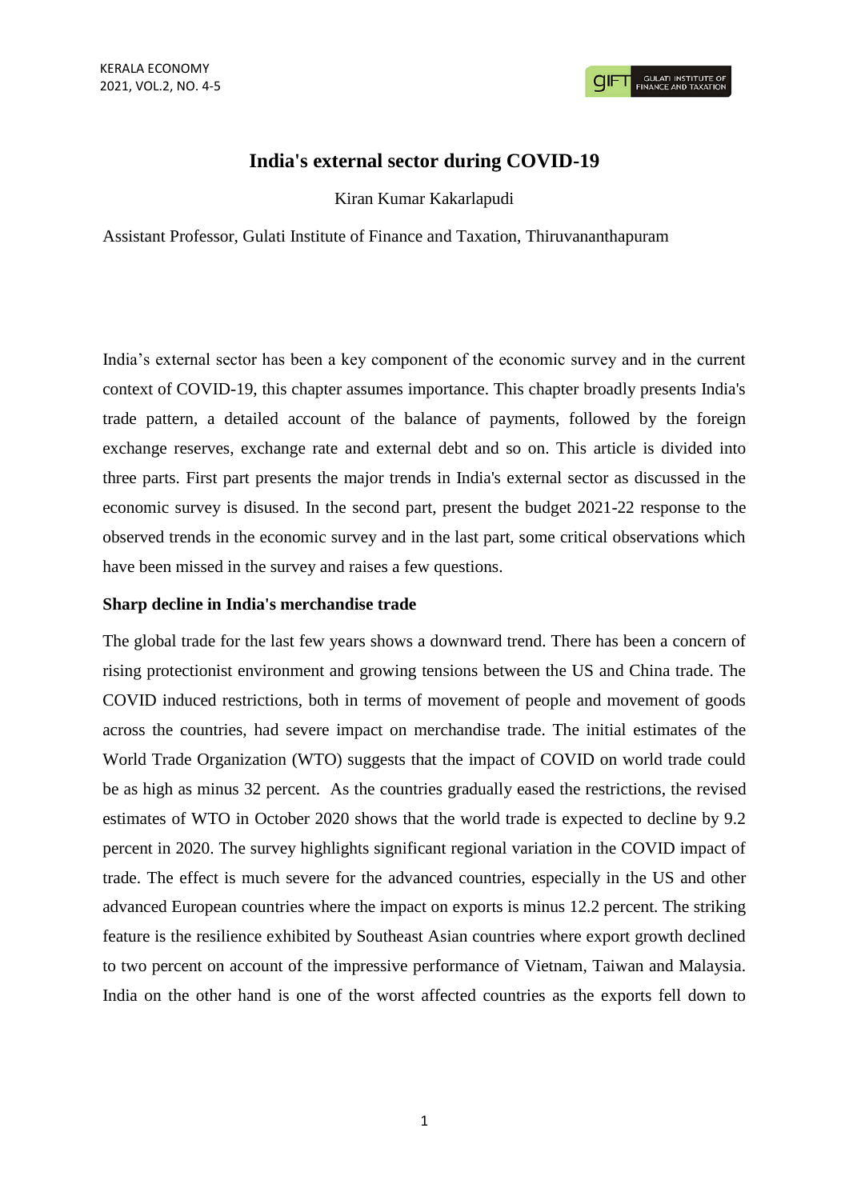# India's external sector during COVID-19

Kiran Kumar Kakarlapudi

Assistant Professor, Gulati Institute of Finance and Taxation, Thiruvananthapuram

India's external sector has been a key component of the economic survey and in the current context of COVID-19, this chapter assumes importance. This chapter broadly presents India's trade pattern, a detailed account of the balance of payments, followed by the foreign exchange reserves, exchange rate and external debt and so on. This article is divided into three parts. First part presents the major trends in India's external sector as discussed in the economic survey is disused. In the second part, present the budget 2021-22 response to the observed trends in the economic survey and in the last part, some critical observations which have been missed in the survey and raises a few questions.

## Sharp decline in India's merchandise trade

The global trade for the last few years shows a downward trend. There has been a concern of rising protectionist environment and growing tensions between the US and China trade. The COVID induced restrictions, both in terms of movement of people and movement of goods across the countries, had severe impact on merchandise trade. The initial estimates of the World Trade Organization (WTO) suggests that the impact of COVID on world trade could be as high as minus 32 percent. As the countries gradually eased the restrictions, the revised estimates of WTO in October 2020 shows that the world trade is expected to decline by 9.2 percent in 2020. The survey highlights significant regional variation in the COVID impact of trade. The effect is much severe for the advanced countries, especially in the US and other advanced European countries where the impact on exports is minus 12.2 percent. The striking feature is the resilience exhibited by Southeast Asian countries where export growth declined to two percent on account of the impressive performance of Vietnam, Taiwan and Malaysia. India on the other hand is one of the worst affected countries as the exports fell down to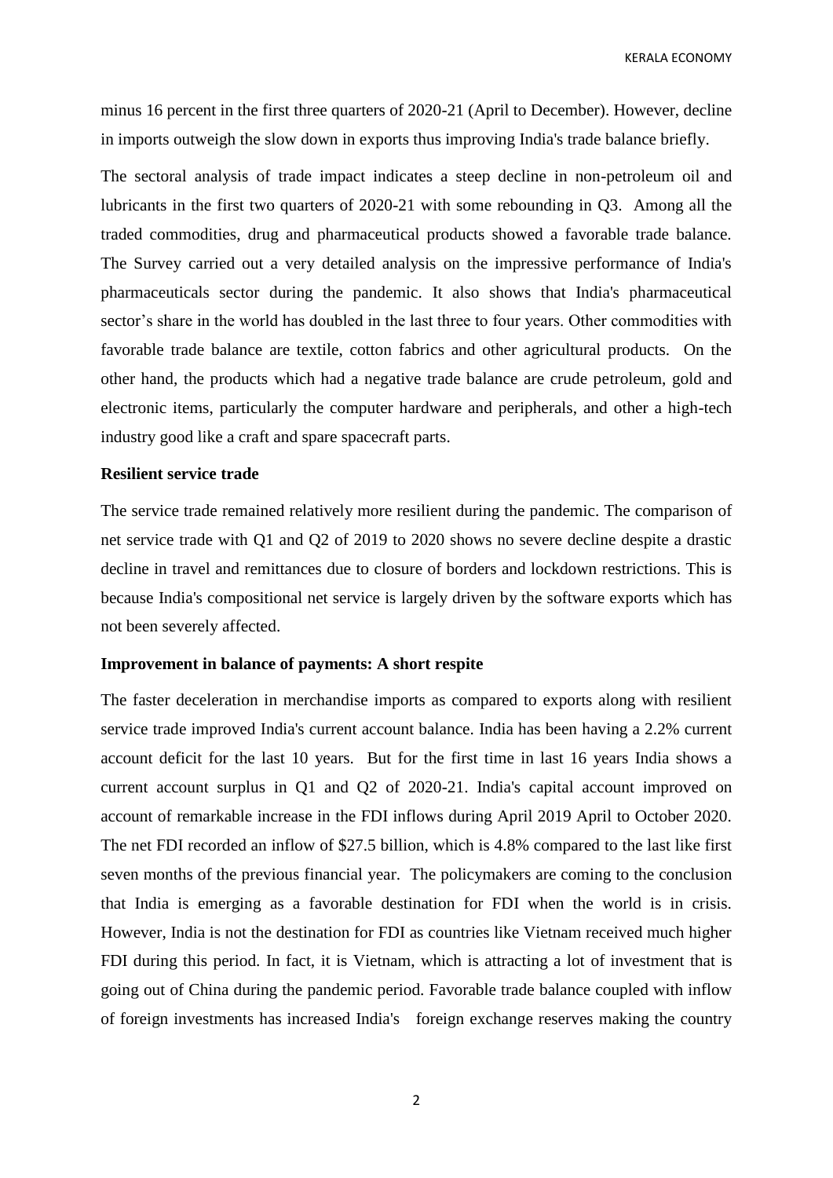minus 16 percent in the first three quarters of 2020-21 (April to December). However, decline in imports outweigh the slow down in exports thus improving India's trade balance briefly.

The sectoral analysis of trade impact indicates a steep decline in non-petroleum oil and lubricants in the first two quarters of 2020-21 with some rebounding in Q3. Among all the traded commodities, drug and pharmaceutical products showed a favorable trade balance. The Survey carried out a very detailed analysis on the impressive performance of India's pharmaceuticals sector during the pandemic. It also shows that India's pharmaceutical sector's share in the world has doubled in the last three to four years. Other commodities with favorable trade balance are textile, cotton fabrics and other agricultural products. On the other hand, the products which had a negative trade balance are crude petroleum, gold and electronic items, particularly the computer hardware and peripherals, and other a high-tech industry good like a craft and spare spacecraft parts.

**Resilient service trade**

The service trade remained relatively more resilient during the pandemic. The comparison of net service trade with Q1 and Q2 of 2019 to 2020 shows no severe decline despite a drastic decline in travel and remittances due to closure of borders and lockdown restrictions. This is because India's compositional net service is largely driven by the software exports which has not been severely affected.

**Improvement in balance of payments: A short respite**

The faster deceleration in merchandise imports as compared to exports along with resilient service trade improved India's current account balance. India has been having a 2.2% current account deficit for the last 10 years. But for the first time in last 16 years India shows a current account surplus in Q1 and Q2 of 2020-21. India's capital account improved on account of remarkable increase in the FDI inflows during April 2019 April to October 2020. The net FDI recorded an inflow of $27.5 billion, which is 4.8% compared to the last like first seven months of the previous financial year. The policymakers are coming to the conclusion that India is emerging as a favorable destination for FDI when the world is in crisis. However, India is not the destination for FDI as countries like Vietnam received much higher FDI during this period. In fact, it is Vietnam, which is attracting a lot of investment that is going out of China during the pandemic period. Favorable trade balance coupled with inflow of foreign investments has increased India's foreign exchange reserves making the country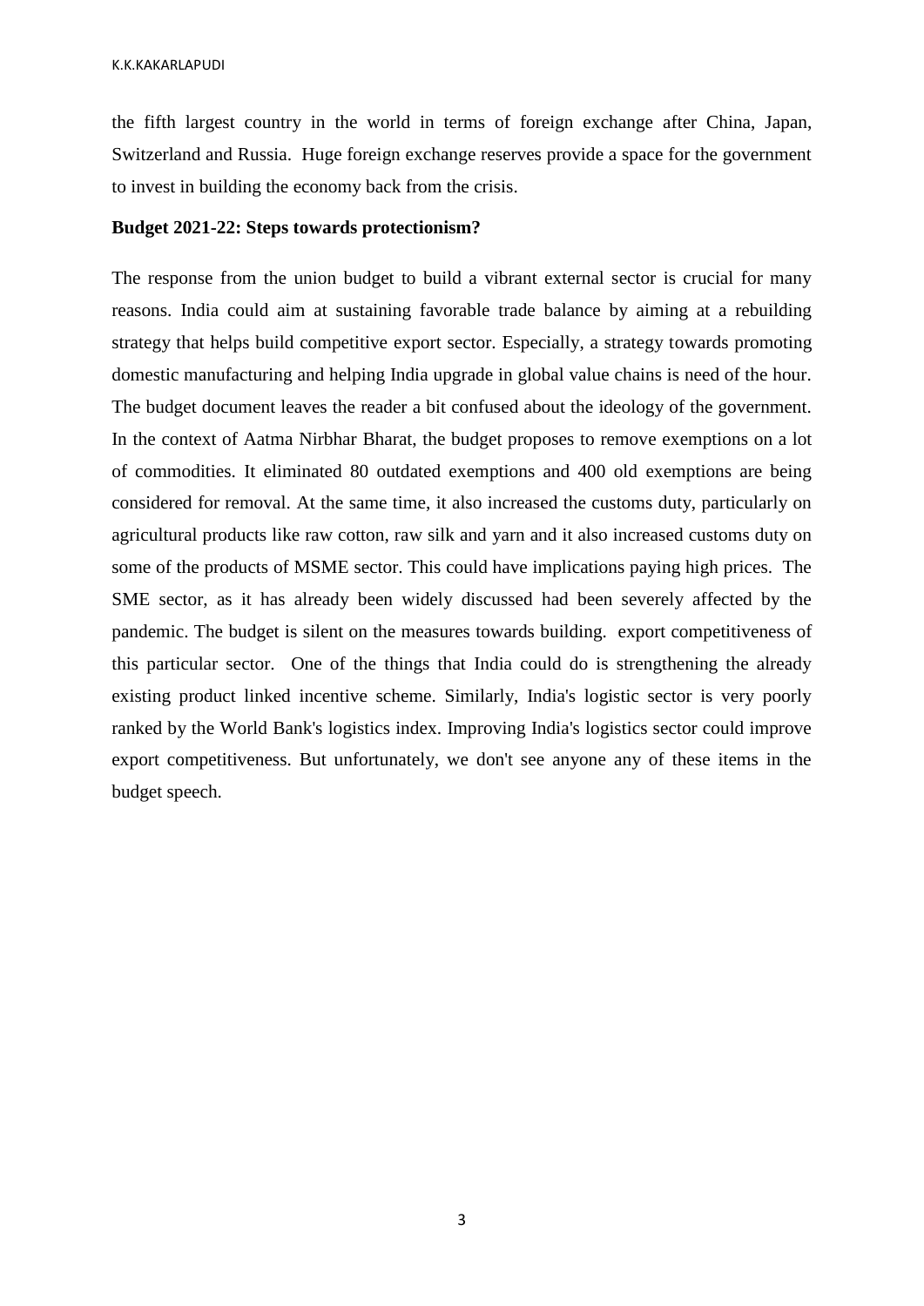the fifth largest country in the world in terms of foreign exchange after China, Japan, Switzerland and Russia. Huge foreign exchange reserves provide a space for the government to invest in building the economy back from the crisis.

**Budget 2021-22: Steps towards protectionism?**

The response from the union budget to build a vibrant external sector is crucial for many reasons. India could aim at sustaining favorable trade balance by aiming at a rebuilding strategy that helps build competitive export sector. Especially, a strategy towards promoting domestic manufacturing and helping India upgrade in global value chains is need of the hour. The budget document leaves the reader a bit confused about the ideology of the government. In the context of Aatma Nirbhar Bharat, the budget proposes to remove exemptions on a lot of commodities. It eliminated 80 outdated exemptions and 400 old exemptions are being considered for removal. At the same time, it also increased the customs duty, particularly on agricultural products like raw cotton, raw silk and yarn and it also increased customs duty on some of the products of MSME sector. This could have implications paying high prices. The SME sector, as it has already been widely discussed had been severely affected by the pandemic. The budget is silent on the measures towards building. export competitiveness of this particular sector. One of the things that India could do is strengthening the already existing product linked incentive scheme. Similarly, India's logistic sector is very poorly ranked by the World Bank's logistics index. Improving India's logistics sector could improve export competitiveness. But unfortunately, we don't see anyone any of these items in the budget speech.